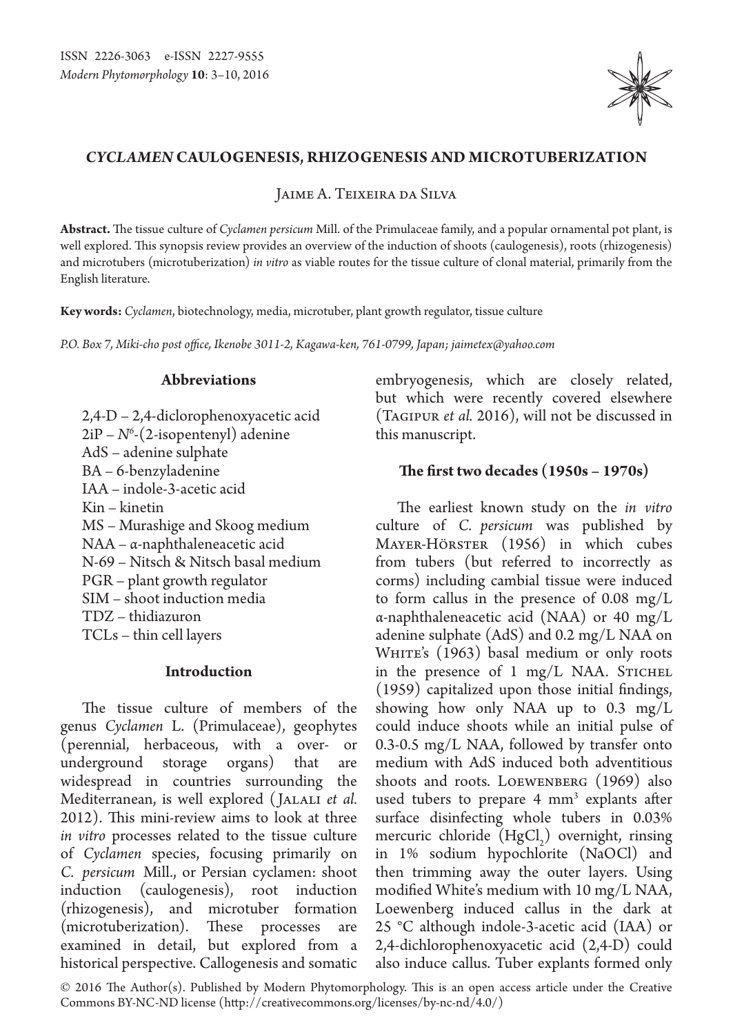# *CYCLAMEN* CAULOGENESIS, RHIZOGENESIS AND MICROTUBERIZATION

Jaime A. Teixeira da Silva

**Abstract.** The tissue culture of *Cyclamen persicum* Mill. of the Primulaceae family, and a popular ornamental pot plant, is well explored. This synopsis review provides an overview of the induction of shoots (caulogenesis), roots (rhizogenesis) and microtubers (microtuberization) *in vitro* as viable routes for the tissue culture of clonal material, primarily from the English literature.

**Key words:** *Cyclamen*, biotechnology, media, microtuber, plant growth regulator, tissue culture

*P.O. Box 7, Miki-cho post office, Ikenobe 3011-2, Kagawa-ken, 761-0799, Japan; jaimetex@yahoo.com*

## Abbreviations

2,4-D – 2,4-diclorophenoxyacetic acid
2iP – $N^6$-(2-isopentenyl) adenine
AdS – adenine sulphate
BA – 6-benzyladenine
IAA – indole-3-acetic acid
Kin – kinetin
MS – Murashige and Skoog medium
NAA – α-naphthaleneacetic acid
N-69 – Nitsch & Nitsch basal medium
PGR – plant growth regulator
SIM – shoot induction media
TDZ – thidiazuron
TCLs – thin cell layers

## Introduction

The tissue culture of members of the genus *Cyclamen* L. (Primulaceae), geophytes (perennial, herbaceous, with a over- or underground storage organs) that are widespread in countries surrounding the Mediterranean, is well explored (Jalali *et al.* 2012). This mini-review aims to look at three *in vitro* processes related to the tissue culture of *Cyclamen* species, focusing primarily on *C. persicum* Mill., or Persian cyclamen: shoot induction (caulogenesis), root induction (rhizogenesis), and microtuber formation (microtuberization). These processes are examined in detail, but explored from a historical perspective. Callogenesis and somatic embryogenesis, which are closely related, but which were recently covered elsewhere (Tagipur *et al.* 2016), will not be discussed in this manuscript.

## The first two decades (1950s – 1970s)

The earliest known study on the *in vitro* culture of *C. persicum* was published by Mayer-Hörster (1956) in which cubes from tubers (but referred to incorrectly as corms) including cambial tissue were induced to form callus in the presence of 0.08 mg/L α-naphthaleneacetic acid (NAA) or 40 mg/L adenine sulphate (AdS) and 0.2 mg/L NAA on White's (1963) basal medium or only roots in the presence of 1 mg/L NAA. Stichel (1959) capitalized upon those initial findings, showing how only NAA up to 0.3 mg/L could induce shoots while an initial pulse of 0.3-0.5 mg/L NAA, followed by transfer onto medium with AdS induced both adventitious shoots and roots. Loewenberg (1969) also used tubers to prepare 4 mm$^3$ explants after surface disinfecting whole tubers in 0.03% mercuric chloride ($HgCl_2$) overnight, rinsing in 1% sodium hypochlorite (NaOCl) and then trimming away the outer layers. Using modified White's medium with 10 mg/L NAA, Loewenberg induced callus in the dark at 25 °C although indole-3-acetic acid (IAA) or 2,4-dichlorophenoxyacetic acid (2,4-D) could also induce callus. Tuber explants formed only

© 2016 The Author(s). Published by Modern Phytomorphology. This is an open access article under the Creative Commons BY-NC-ND license (http://creativecommons.org/licenses/by-nc-nd/4.0/)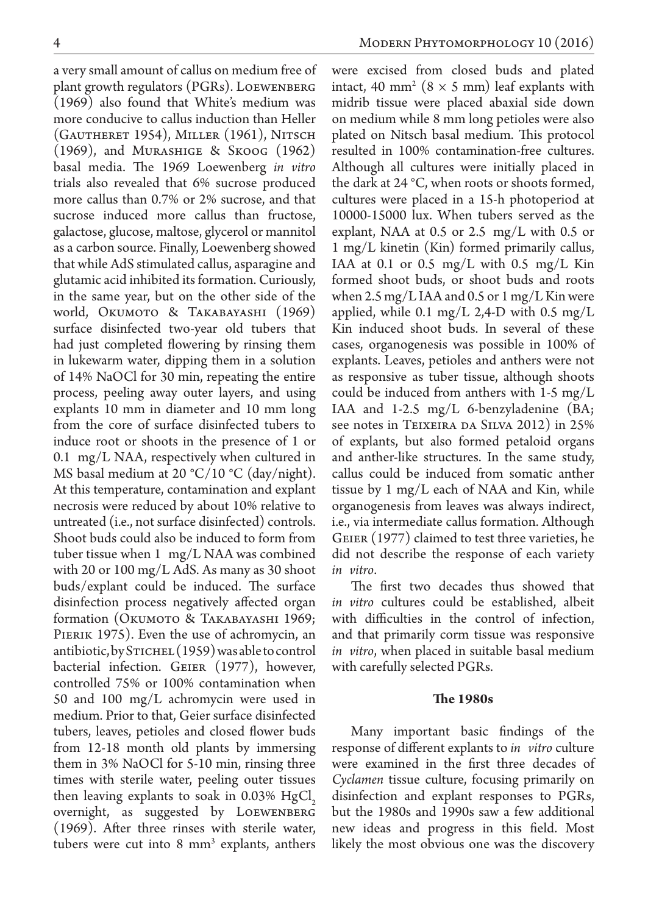a very small amount of callus on medium free of plant growth regulators (PGRs). Loewenberg (1969) also found that White's medium was more conducive to callus induction than Heller (Gautheret 1954), Miller (1961), Nitsch (1969), and Murashige & Skoog (1962) basal media. The 1969 Loewenberg *in vitro* trials also revealed that 6% sucrose produced more callus than 0.7% or 2% sucrose, and that sucrose induced more callus than fructose, galactose, glucose, maltose, glycerol or mannitol as a carbon source. Finally, Loewenberg showed that while AdS stimulated callus, asparagine and glutamic acid inhibited its formation. Curiously, in the same year, but on the other side of the world, Okumoto & Takabayashi (1969) surface disinfected two-year old tubers that had just completed flowering by rinsing them in lukewarm water, dipping them in a solution of 14% NaOCl for 30 min, repeating the entire process, peeling away outer layers, and using explants 10 mm in diameter and 10 mm long from the core of surface disinfected tubers to induce root or shoots in the presence of 1 or 0.1 mg/L NAA, respectively when cultured in MS basal medium at 20 °C/10 °C (day/night). At this temperature, contamination and explant necrosis were reduced by about 10% relative to untreated (i.e., not surface disinfected) controls. Shoot buds could also be induced to form from tuber tissue when 1 mg/L NAA was combined with 20 or 100 mg/L AdS. As many as 30 shoot buds/explant could be induced. The surface disinfection process negatively affected organ formation (Okumoto & Takabayashi 1969; Pierik 1975). Even the use of achromycin, an antibiotic, by Stichel (1959) was able to control bacterial infection. Geier (1977), however, controlled 75% or 100% contamination when 50 and 100 mg/L achromycin were used in medium. Prior to that, Geier surface disinfected tubers, leaves, petioles and closed flower buds from 12-18 month old plants by immersing them in 3% NaOCl for 5-10 min, rinsing three times with sterile water, peeling outer tissues then leaving explants to soak in 0.03% $HgCl_2$ overnight, as suggested by Loewenberg (1969). After three rinses with sterile water, tubers were cut into 8 $mm^3$ explants, anthers were excised from closed buds and plated intact, 40 $mm^2$ (8 × 5 mm) leaf explants with midrib tissue were placed abaxial side down on medium while 8 mm long petioles were also plated on Nitsch basal medium. This protocol resulted in 100% contamination-free cultures. Although all cultures were initially placed in the dark at 24 °C, when roots or shoots formed, cultures were placed in a 15-h photoperiod at 10000-15000 lux. When tubers served as the explant, NAA at 0.5 or 2.5 mg/L with 0.5 or 1 mg/L kinetin (Kin) formed primarily callus, IAA at 0.1 or 0.5 mg/L with 0.5 mg/L Kin formed shoot buds, or shoot buds and roots when 2.5 mg/L IAA and 0.5 or 1 mg/L Kin were applied, while 0.1 mg/L 2,4-D with 0.5 mg/L Kin induced shoot buds. In several of these cases, organogenesis was possible in 100% of explants. Leaves, petioles and anthers were not as responsive as tuber tissue, although shoots could be induced from anthers with 1-5 mg/L IAA and 1-2.5 mg/L 6-benzyladenine (BA; see notes in Teixeira da Silva 2012) in 25% of explants, but also formed petaloid organs and anther-like structures. In the same study, callus could be induced from somatic anther tissue by 1 mg/L each of NAA and Kin, while organogenesis from leaves was always indirect, i.e., via intermediate callus formation. Although Geier (1977) claimed to test three varieties, he did not describe the response of each variety *in vitro*.

The first two decades thus showed that *in vitro* cultures could be established, albeit with difficulties in the control of infection, and that primarily corm tissue was responsive *in vitro*, when placed in suitable basal medium with carefully selected PGRs.

## The 1980s

Many important basic findings of the response of different explants to *in vitro* culture were examined in the first three decades of *Cyclamen* tissue culture, focusing primarily on disinfection and explant responses to PGRs, but the 1980s and 1990s saw a few additional new ideas and progress in this field. Most likely the most obvious one was the discovery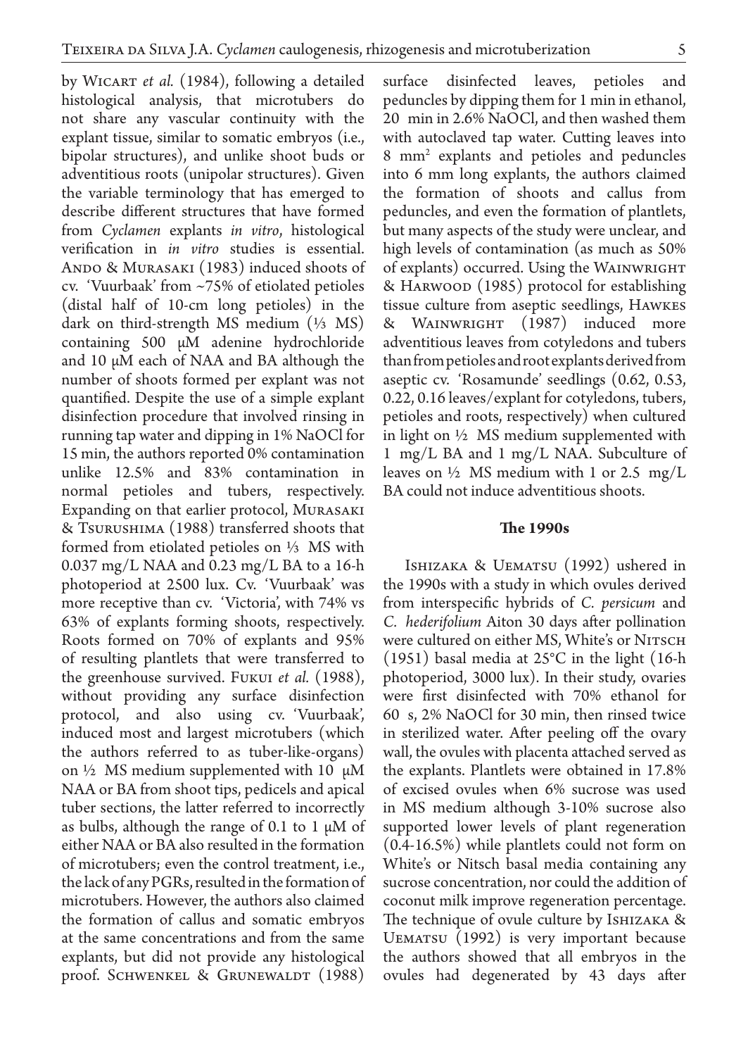by Wicart *et al.* (1984), following a detailed histological analysis, that microtubers do not share any vascular continuity with the explant tissue, similar to somatic embryos (i.e., bipolar structures), and unlike shoot buds or adventitious roots (unipolar structures). Given the variable terminology that has emerged to describe different structures that have formed from *Cyclamen* explants *in vitro*, histological verification in *in vitro* studies is essential. Ando & Murasaki (1983) induced shoots of cv. 'Vuurbaak' from ~75% of etiolated petioles (distal half of 10-cm long petioles) in the dark on third-strength MS medium (⅓ MS) containing 500 μM adenine hydrochloride and 10 μM each of NAA and BA although the number of shoots formed per explant was not quantified. Despite the use of a simple explant disinfection procedure that involved rinsing in running tap water and dipping in 1% NaOCl for 15 min, the authors reported 0% contamination unlike 12.5% and 83% contamination in normal petioles and tubers, respectively. Expanding on that earlier protocol, Murasaki & Tsurushima (1988) transferred shoots that formed from etiolated petioles on ⅓ MS with 0.037 mg/L NAA and 0.23 mg/L BA to a 16-h photoperiod at 2500 lux. Cv. 'Vuurbaak' was more receptive than cv. 'Victoria', with 74% vs 63% of explants forming shoots, respectively. Roots formed on 70% of explants and 95% of resulting plantlets that were transferred to the greenhouse survived. Fukui *et al.* (1988), without providing any surface disinfection protocol, and also using cv. 'Vuurbaak', induced most and largest microtubers (which the authors referred to as tuber-like-organs) on ½ MS medium supplemented with 10 μM NAA or BA from shoot tips, pedicels and apical tuber sections, the latter referred to incorrectly as bulbs, although the range of 0.1 to 1 μM of either NAA or BA also resulted in the formation of microtubers; even the control treatment, i.e., the lack of any PGRs, resulted in the formation of microtubers. However, the authors also claimed the formation of callus and somatic embryos at the same concentrations and from the same explants, but did not provide any histological proof. Schwenkel & Grunewaldt (1988) surface disinfected leaves, petioles and peduncles by dipping them for 1 min in ethanol, 20 min in 2.6% NaOCl, and then washed them with autoclaved tap water. Cutting leaves into 8 mm$^2$ explants and petioles and peduncles into 6 mm long explants, the authors claimed the formation of shoots and callus from peduncles, and even the formation of plantlets, but many aspects of the study were unclear, and high levels of contamination (as much as 50% of explants) occurred. Using the Wainwright & Harwood (1985) protocol for establishing tissue culture from aseptic seedlings, Hawkes & Wainwright (1987) induced more adventitious leaves from cotyledons and tubers than from petioles and root explants derived from aseptic cv. 'Rosamunde' seedlings (0.62, 0.53, 0.22, 0.16 leaves/explant for cotyledons, tubers, petioles and roots, respectively) when cultured in light on ½ MS medium supplemented with 1 mg/L BA and 1 mg/L NAA. Subculture of leaves on ½ MS medium with 1 or 2.5 mg/L BA could not induce adventitious shoots.

## The 1990s

Ishizaka & Uematsu (1992) ushered in the 1990s with a study in which ovules derived from interspecific hybrids of *C. persicum* and *C. hederifolium* Aiton 30 days after pollination were cultured on either MS, White's or Nitsch (1951) basal media at 25°C in the light (16-h photoperiod, 3000 lux). In their study, ovaries were first disinfected with 70% ethanol for 60 s, 2% NaOCl for 30 min, then rinsed twice in sterilized water. After peeling off the ovary wall, the ovules with placenta attached served as the explants. Plantlets were obtained in 17.8% of excised ovules when 6% sucrose was used in MS medium although 3-10% sucrose also supported lower levels of plant regeneration (0.4-16.5%) while plantlets could not form on White's or Nitsch basal media containing any sucrose concentration, nor could the addition of coconut milk improve regeneration percentage. The technique of ovule culture by Ishizaka & Uematsu (1992) is very important because the authors showed that all embryos in the ovules had degenerated by 43 days after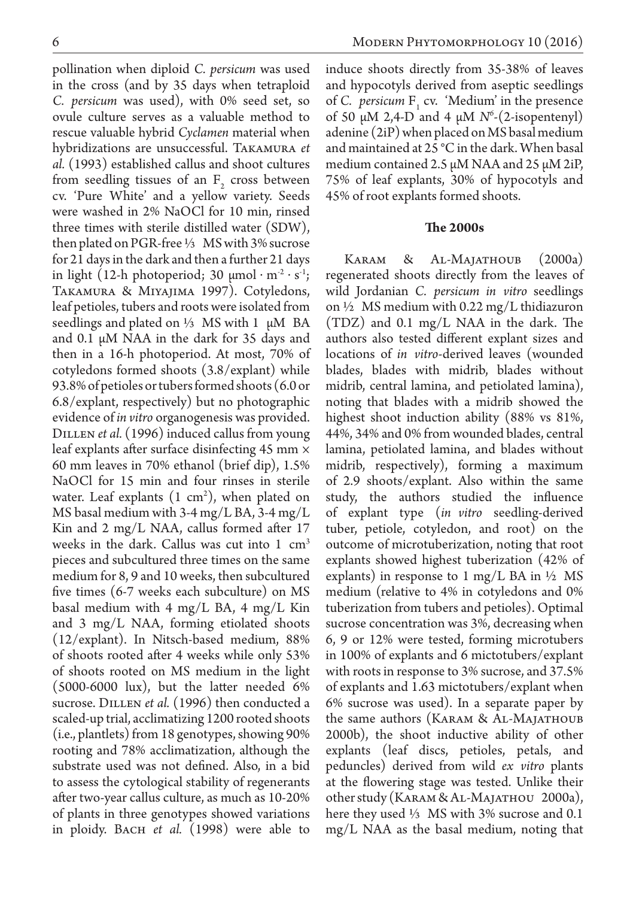pollination when diploid *C. persicum* was used in the cross (and by 35 days when tetraploid *C. persicum* was used), with 0% seed set, so ovule culture serves as a valuable method to rescue valuable hybrid *Cyclamen* material when hybridizations are unsuccessful. Takamura *et al.* (1993) established callus and shoot cultures from seedling tissues of an $F_2$ cross between cv. 'Pure White' and a yellow variety. Seeds were washed in 2% NaOCl for 10 min, rinsed three times with sterile distilled water (SDW), then plated on PGR-free ⅓ MS with 3% sucrose for 21 days in the dark and then a further 21 days in light (12-h photoperiod; 30 $\mu mol \cdot m^{-2} \cdot s^{-1}$; Takamura & Miyajima 1997). Cotyledons, leaf petioles, tubers and roots were isolated from seedlings and plated on ⅓ MS with 1 μM BA and 0.1 μM NAA in the dark for 35 days and then in a 16-h photoperiod. At most, 70% of cotyledons formed shoots (3.8/explant) while 93.8% of petioles or tubers formed shoots (6.0 or 6.8/explant, respectively) but no photographic evidence of *in vitro* organogenesis was provided. Dillen *et al.* (1996) induced callus from young leaf explants after surface disinfecting 45 mm × 60 mm leaves in 70% ethanol (brief dip), 1.5% NaOCl for 15 min and four rinses in sterile water. Leaf explants (1 $cm^2$), when plated on MS basal medium with 3-4 mg/L BA, 3-4 mg/L Kin and 2 mg/L NAA, callus formed after 17 weeks in the dark. Callus was cut into 1 $cm^3$ pieces and subcultured three times on the same medium for 8, 9 and 10 weeks, then subcultured five times (6-7 weeks each subculture) on MS basal medium with 4 mg/L BA, 4 mg/L Kin and 3 mg/L NAA, forming etiolated shoots (12/explant). In Nitsch-based medium, 88% of shoots rooted after 4 weeks while only 53% of shoots rooted on MS medium in the light (5000-6000 lux), but the latter needed 6% sucrose. Dillen *et al.* (1996) then conducted a scaled-up trial, acclimatizing 1200 rooted shoots (i.e., plantlets) from 18 genotypes, showing 90% rooting and 78% acclimatization, although the substrate used was not defined. Also, in a bid to assess the cytological stability of regenerants after two-year callus culture, as much as 10-20% of plants in three genotypes showed variations in ploidy. Bach *et al.* (1998) were able to induce shoots directly from 35-38% of leaves and hypocotyls derived from aseptic seedlings of *C. persicum* $F_1$ cv. 'Medium' in the presence of 50 μM 2,4-D and 4 μM $N^6$-(2-isopentenyl) adenine (2iP) when placed on MS basal medium and maintained at 25 °C in the dark. When basal medium contained 2.5 μM NAA and 25 μM 2iP, 75% of leaf explants, 30% of hypocotyls and 45% of root explants formed shoots.

### The 2000s

Karam & Al-Majathoub (2000a) regenerated shoots directly from the leaves of wild Jordanian *C. persicum in vitro* seedlings on ½ MS medium with 0.22 mg/L thidiazuron (TDZ) and 0.1 mg/L NAA in the dark. The authors also tested different explant sizes and locations of *in vitro*-derived leaves (wounded blades, blades with midrib, blades without midrib, central lamina, and petiolated lamina), noting that blades with a midrib showed the highest shoot induction ability (88% vs 81%, 44%, 34% and 0% from wounded blades, central lamina, petiolated lamina, and blades without midrib, respectively), forming a maximum of 2.9 shoots/explant. Also within the same study, the authors studied the influence of explant type (*in vitro* seedling-derived tuber, petiole, cotyledon, and root) on the outcome of microtuberization, noting that root explants showed highest tuberization (42% of explants) in response to 1 mg/L BA in ½ MS medium (relative to 4% in cotyledons and 0% tuberization from tubers and petioles). Optimal sucrose concentration was 3%, decreasing when 6, 9 or 12% were tested, forming microtubers in 100% of explants and 6 mictotubers/explant with roots in response to 3% sucrose, and 37.5% of explants and 1.63 mictotubers/explant when 6% sucrose was used). In a separate paper by the same authors (Karam & Al-Majathoub 2000b), the shoot inductive ability of other explants (leaf discs, petioles, petals, and peduncles) derived from wild *ex vitro* plants at the flowering stage was tested. Unlike their other study (Karam & Al-Majathou 2000a), here they used ⅓ MS with 3% sucrose and 0.1 mg/L NAA as the basal medium, noting that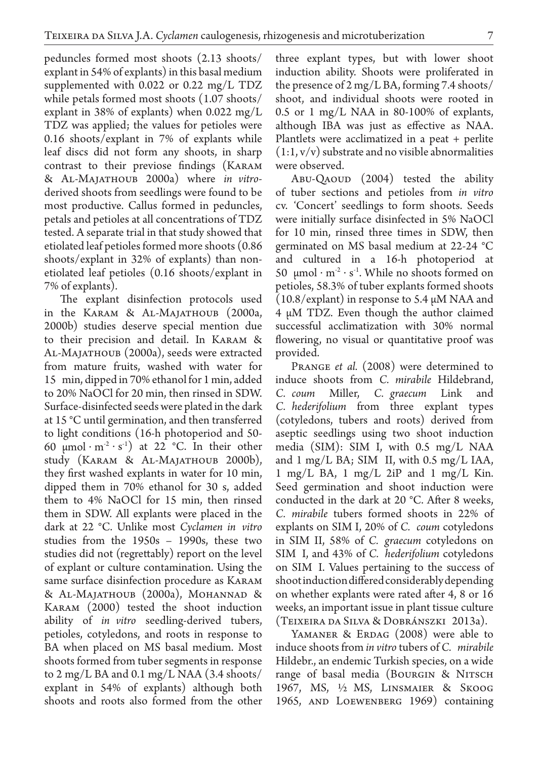peduncles formed most shoots (2.13 shoots/explant in 54% of explants) in this basal medium supplemented with 0.022 or 0.22 mg/L TDZ while petals formed most shoots (1.07 shoots/explant in 38% of explants) when 0.022 mg/L TDZ was applied; the values for petioles were 0.16 shoots/explant in 7% of explants while leaf discs did not form any shoots, in sharp contrast to their previose findings (Karam & Al-Majathoub 2000a) where *in vitro*-derived shoots from seedlings were found to be most productive. Callus formed in peduncles, petals and petioles at all concentrations of TDZ tested. A separate trial in that study showed that etiolated leaf petioles formed more shoots (0.86 shoots/explant in 32% of explants) than non-etiolated leaf petioles (0.16 shoots/explant in 7% of explants).

The explant disinfection protocols used in the Karam & Al-Majathoub (2000a, 2000b) studies deserve special mention due to their precision and detail. In Karam & Al-Majathoub (2000a), seeds were extracted from mature fruits, washed with water for 15 min, dipped in 70% ethanol for 1 min, added to 20% NaOCl for 20 min, then rinsed in SDW. Surface-disinfected seeds were plated in the dark at 15 °C until germination, and then transferred to light conditions (16-h photoperiod and 50-60 $\mu mol \cdot m^{-2} \cdot s^{-1}$) at 22 °C. In their other study (Karam & Al-Majathoub 2000b), they first washed explants in water for 10 min, dipped them in 70% ethanol for 30 s, added them to 4% NaOCl for 15 min, then rinsed them in SDW. All explants were placed in the dark at 22 °C. Unlike most *Cyclamen in vitro* studies from the 1950s – 1990s, these two studies did not (regrettably) report on the level of explant or culture contamination. Using the same surface disinfection procedure as Karam & Al-Majathoub (2000a), Mohannad & Karam (2000) tested the shoot induction ability of *in vitro* seedling-derived tubers, petioles, cotyledons, and roots in response to BA when placed on MS basal medium. Most shoots formed from tuber segments in response to 2 mg/L BA and 0.1 mg/L NAA (3.4 shoots/explant in 54% of explants) although both shoots and roots also formed from the other three explant types, but with lower shoot induction ability. Shoots were proliferated in the presence of 2 mg/L BA, forming 7.4 shoots/shoot, and individual shoots were rooted in 0.5 or 1 mg/L NAA in 80-100% of explants, although IBA was just as effective as NAA. Plantlets were acclimatized in a peat + perlite (1:1, v/v) substrate and no visible abnormalities were observed.

Abu-Qaoud (2004) tested the ability of tuber sections and petioles from *in vitro* cv. 'Concert' seedlings to form shoots. Seeds were initially surface disinfected in 5% NaOCl for 10 min, rinsed three times in SDW, then germinated on MS basal medium at 22-24 °C and cultured in a 16-h photoperiod at 50 $\mu mol \cdot m^{-2} \cdot s^{-1}$. While no shoots formed on petioles, 58.3% of tuber explants formed shoots (10.8/explant) in response to 5.4 μM NAA and 4 μM TDZ. Even though the author claimed successful acclimatization with 30% normal flowering, no visual or quantitative proof was provided.

Prange *et al.* (2008) were determined to induce shoots from *C. mirabile* Hildebrand, *C. coum* Miller, *C. graecum* Link and *C. hederifolium* from three explant types (cotyledons, tubers and roots) derived from aseptic seedlings using two shoot induction media (SIM): SIM I, with 0.5 mg/L NAA and 1 mg/L BA; SIM II, with 0.5 mg/L IAA, 1 mg/L BA, 1 mg/L 2iP and 1 mg/L Kin. Seed germination and shoot induction were conducted in the dark at 20 °C. After 8 weeks, *C. mirabile* tubers formed shoots in 22% of explants on SIM I, 20% of *C. coum* cotyledons in SIM II, 58% of *C. graecum* cotyledons on SIM I, and 43% of *C. hederifolium* cotyledons on SIM I. Values pertaining to the success of shoot induction differed considerably depending on whether explants were rated after 4, 8 or 16 weeks, an important issue in plant tissue culture (Teixeira da Silva & Dobránszki 2013a).

Yamaner & Erdag (2008) were able to induce shoots from *in vitro* tubers of *C. mirabile* Hildebr., an endemic Turkish species, on a wide range of basal media (Bourgin & Nitsch 1967, MS, ½ MS, Linsmaier & Skoog 1965, and Loewenberg 1969) containing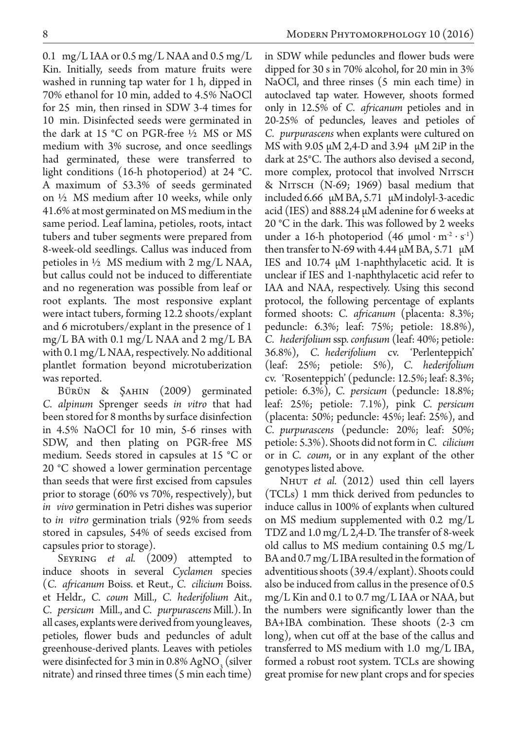0.1 mg/L IAA or 0.5 mg/L NAA and 0.5 mg/L Kin. Initially, seeds from mature fruits were washed in running tap water for 1 h, dipped in 70% ethanol for 10 min, added to 4.5% NaOCl for 25 min, then rinsed in SDW 3-4 times for 10 min. Disinfected seeds were germinated in the dark at 15 °C on PGR-free ½ MS or MS medium with 3% sucrose, and once seedlings had germinated, these were transferred to light conditions (16-h photoperiod) at 24 °C. A maximum of 53.3% of seeds germinated on ½ MS medium after 10 weeks, while only 41.6% at most germinated on MS medium in the same period. Leaf lamina, petioles, roots, intact tubers and tuber segments were prepared from 8-week-old seedlings. Callus was induced from petioles in ½ MS medium with 2 mg/L NAA, but callus could not be induced to differentiate and no regeneration was possible from leaf or root explants. The most responsive explant were intact tubers, forming 12.2 shoots/explant and 6 microtubers/explant in the presence of 1 mg/L BA with 0.1 mg/L NAA and 2 mg/L BA with 0.1 mg/L NAA, respectively. No additional plantlet formation beyond microtuberization was reported.

Bürün & Şahin (2009) germinated *C. alpinum* Sprenger seeds *in vitro* that had been stored for 8 months by surface disinfection in 4.5% NaOCl for 10 min, 5-6 rinses with SDW, and then plating on PGR-free MS medium. Seeds stored in capsules at 15 °C or 20 °C showed a lower germination percentage than seeds that were first excised from capsules prior to storage (60% vs 70%, respectively), but *in vivo* germination in Petri dishes was superior to *in vitro* germination trials (92% from seeds stored in capsules, 54% of seeds excised from capsules prior to storage).

Seyring *et al.* (2009) attempted to induce shoots in several *Cyclamen* species (*C. africanum* Boiss. et Reut., *C. cilicium* Boiss. et Heldr., *C. coum* Mill., *C. hederifolium* Ait., *C. persicum* Mill., and *C. purpurascens* Mill.). In all cases, explants were derived from young leaves, petioles, flower buds and peduncles of adult greenhouse-derived plants. Leaves with petioles were disinfected for 3 min in 0.8% $AgNO_3$ (silver nitrate) and rinsed three times (5 min each time) in SDW while peduncles and flower buds were dipped for 30 s in 70% alcohol, for 20 min in 3% NaOCl, and three rinses (5 min each time) in autoclaved tap water. However, shoots formed only in 12.5% of *C. africanum* petioles and in 20-25% of peduncles, leaves and petioles of *C. purpurascens* when explants were cultured on MS with 9.05 μM 2,4-D and 3.94 μM 2iP in the dark at 25°C. The authors also devised a second, more complex, protocol that involved Nitsch & Nitsch (N-69; 1969) basal medium that included 6.66 μM BA, 5.71 μM indolyl-3-acedic acid (IES) and 888.24 μM adenine for 6 weeks at 20 °C in the dark. This was followed by 2 weeks under a 16-h photoperiod (46 $\mu mol \cdot m^{-2} \cdot s^{-1}$) then transfer to N-69 with 4.44 μM BA, 5.71 μM IES and 10.74 μM 1-naphthylacetic acid. It is unclear if IES and 1-naphthylacetic acid refer to IAA and NAA, respectively. Using this second protocol, the following percentage of explants formed shoots: *C. africanum* (placenta: 8.3%; peduncle: 6.3%; leaf: 75%; petiole: 18.8%), *C. hederifolium* ssp. *confusum* (leaf: 40%; petiole: 36.8%), *C. hederifolium* cv. 'Perlenteppich' (leaf: 25%; petiole: 5%), *C. hederifolium* cv. 'Rosenteppich' (peduncle: 12.5%; leaf: 8.3%; petiole: 6.3%), *C. persicum* (peduncle: 18.8%; leaf: 25%; petiole: 7.1%), pink *C. persicum* (placenta: 50%; peduncle: 45%; leaf: 25%), and *C. purpurascens* (peduncle: 20%; leaf: 50%; petiole: 5.3%). Shoots did not form in *C. cilicium* or in *C. coum*, or in any explant of the other genotypes listed above.

Nhut *et al.* (2012) used thin cell layers (TCLs) 1 mm thick derived from peduncles to induce callus in 100% of explants when cultured on MS medium supplemented with 0.2 mg/L TDZ and 1.0 mg/L 2,4-D. The transfer of 8-week old callus to MS medium containing 0.5 mg/L BA and 0.7 mg/L IBA resulted in the formation of adventitious shoots (39.4/explant). Shoots could also be induced from callus in the presence of 0.5 mg/L Kin and 0.1 to 0.7 mg/L IAA or NAA, but the numbers were significantly lower than the BA+IBA combination. These shoots (2-3 cm long), when cut off at the base of the callus and transferred to MS medium with 1.0 mg/L IBA, formed a robust root system. TCLs are showing great promise for new plant crops and for species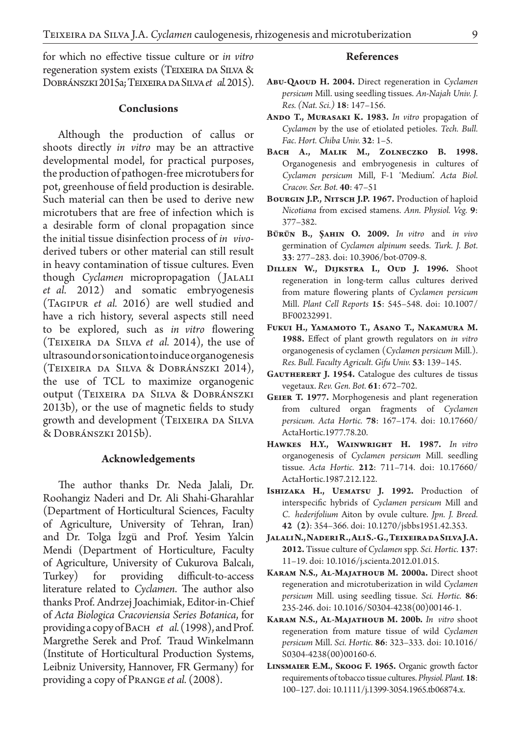for which no effective tissue culture or *in vitro* regeneration system exists (Teixeira da Silva & Dobránszki 2015a; Teixeira da Silva *et al.* 2015).

## Conclusions

Although the production of callus or shoots directly *in vitro* may be an attractive developmental model, for practical purposes, the production of pathogen-free microtubers for pot, greenhouse of field production is desirable. Such material can then be used to derive new microtubers that are free of infection which is a desirable form of clonal propagation since the initial tissue disinfection process of *in vivo*-derived tubers or other material can still result in heavy contamination of tissue cultures. Even though *Cyclamen* micropropagation (Jalali *et al.* 2012) and somatic embryogenesis (Tagipur *et al.* 2016) are well studied and have a rich history, several aspects still need to be explored, such as *in vitro* flowering (Teixeira da Silva *et al.* 2014), the use of ultrasound or sonication to induce organogenesis (Teixeira da Silva & Dobránszki 2014), the use of TCL to maximize organogenic output (Teixeira da Silva & Dobránszki 2013b), or the use of magnetic fields to study growth and development (Teixeira da Silva & Dobránszki 2015b).

## Acknowledgements

The author thanks Dr. Neda Jalali, Dr. Roohangiz Naderi and Dr. Ali Shahi-Gharahlar (Department of Horticultural Sciences, Faculty of Agriculture, University of Tehran, Iran) and Dr. Tolga İzgü and Prof. Yesim Yalcin Mendi (Department of Horticulture, Faculty of Agriculture, University of Cukurova Balcalı, Turkey) for providing difficult-to-access literature related to *Cyclamen*. The author also thanks Prof. Andrzej Joachimiak, Editor-in-Chief of *Acta Biologica Cracoviensia Series Botanica*, for providing a copy of Bach *et al.* (1998), and Prof. Margrethe Serek and Prof. Traud Winkelmann (Institute of Horticultural Production Systems, Leibniz University, Hannover, FR Germany) for providing a copy of Prange *et al.* (2008).

## References

**Abu-Qaoud H. 2004.** Direct regeneration in *Cyclamen persicum* Mill. using seedling tissues. *An-Najah Univ. J. Res. (Nat. Sci.)* **18**: 147–156.

**Ando T., Murasaki K. 1983.** *In vitro* propagation of *Cyclamen* by the use of etiolated petioles. *Tech. Bull. Fac. Hort. Chiba Univ.* **32**: 1–5.

**Bach A., Malik M., Zolneczko B. 1998.** Organogenesis and embryogenesis in cultures of *Cyclamen persicum* Mill, F-1 'Medium'. *Acta Biol. Cracov. Ser. Bot.* **40**: 47–51

**Bourgin J.P., Nitsch J.P. 1967.** Production of haploid *Nicotiana* from excised stamens. *Ann. Physiol. Veg.* **9**: 377–382.

**Bürün B., Şahin O. 2009.** *In vitro* and *in vivo* germination of *Cyclamen alpinum* seeds. *Turk. J. Bot.* **33**: 277–283. doi: 10.3906/bot-0709-8.

**Dillen W., Dijkstra I., Oud J. 1996.** Shoot regeneration in long-term callus cultures derived from mature flowering plants of *Cyclamen persicum* Mill. *Plant Cell Reports* **15**: 545–548. doi: 10.1007/BF00232991.

**Fukui H., Yamamoto T., Asano T., Nakamura M. 1988.** Effect of plant growth regulators on *in vitro* organogenesis of cyclamen (*Cyclamen persicum* Mill.). *Res. Bull. Faculty Agricult. Gifu Univ.* **53**: 139–145.

**Gautherert J. 1954.** Catalogue des cultures de tissus vegetaux. *Rev. Gen. Bot.* **61**: 672–702.

**Geier T. 1977.** Morphogenesis and plant regeneration from cultured organ fragments of *Cyclamen persicum*. *Acta Hortic.* **78**: 167–174. doi: 10.17660/ActaHortic.1977.78.20.

**Hawkes H.Y., Wainwright H. 1987.** *In vitro* organogenesis of *Cyclamen persicum* Mill. seedling tissue. *Acta Hortic.* **212**: 711–714. doi: 10.17660/ActaHortic.1987.212.122.

**Ishizaka H., Uematsu J. 1992.** Production of interspecific hybrids of *Cyclamen persicum* Mill and *C. hederifolium* Aiton by ovule culture. *Jpn. J. Breed.* **42 (2)**: 354–366. doi: 10.1270/jsbbs1951.42.353.

**Jalali N., Naderi R., Ali S.-G., Teixeira da Silva J.A. 2012.** Tissue culture of *Cyclamen* spp. *Sci. Hortic.* **137**: 11–19. doi: 10.1016/j.scienta.2012.01.015.

**Karam N.S., Al-Majathoub M. 2000a.** Direct shoot regeneration and microtuberization in wild *Cyclamen persicum* Mill. using seedling tissue. *Sci. Hortic.* **86**: 235-246. doi: 10.1016/S0304-4238(00)00146-1.

**Karam N.S., Al-Majathoub M. 200b.** *In vitro* shoot regeneration from mature tissue of wild *Cyclamen persicum* Mill. *Sci. Hortic.* **86**: 323–333. doi: 10.1016/S0304-4238(00)00160-6.

**Linsmaier E.M., Skoog F. 1965.** Organic growth factor requirements of tobacco tissue cultures. *Physiol. Plant.* **18**: 100–127. doi: 10.1111/j.1399-3054.1965.tb06874.x.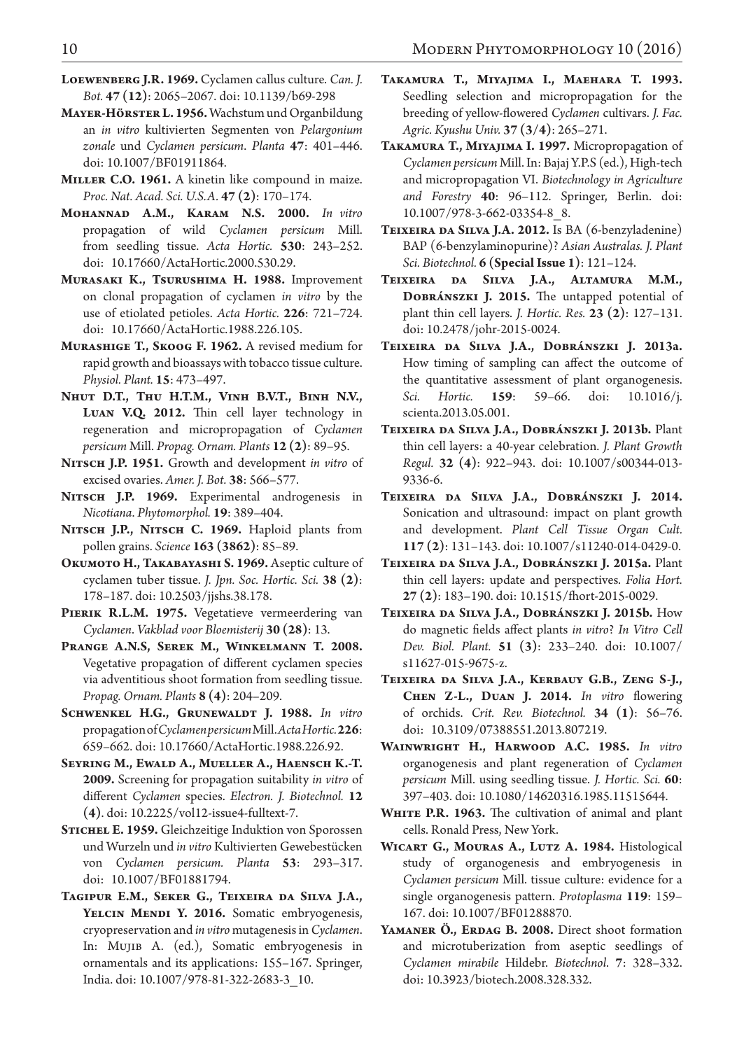**Loewenberg J.R. 1969.** Cyclamen callus culture. *Can. J. Bot.* **47 (12)**: 2065–2067. doi: 10.1139/b69-298

**Mayer-Hörster L. 1956.** Wachstum und Organbildung an *in vitro* kultivierten Segmenten von *Pelargonium zonale* und *Cyclamen persicum*. *Planta* **47**: 401–446. doi: 10.1007/BF01911864.

**Miller C.O. 1961.** A kinetin like compound in maize. *Proc. Nat. Acad. Sci. U.S.A.* **47 (2)**: 170–174.

**Mohannad A.M., Karam N.S. 2000.** *In vitro* propagation of wild *Cyclamen persicum* Mill. from seedling tissue. *Acta Hortic.* **530**: 243–252. doi: 10.17660/ActaHortic.2000.530.29.

**Murasaki K., Tsurushima H. 1988.** Improvement on clonal propagation of cyclamen *in vitro* by the use of etiolated petioles. *Acta Hortic.* **226**: 721–724. doi: 10.17660/ActaHortic.1988.226.105.

**Murashige T., Skoog F. 1962.** A revised medium for rapid growth and bioassays with tobacco tissue culture. *Physiol. Plant.* **15**: 473–497.

**Nhut D.T., Thu H.T.M., Vinh B.V.T., Binh N.V., Luan V.Q. 2012.** Thin cell layer technology in regeneration and micropropagation of *Cyclamen persicum* Mill. *Propag. Ornam. Plants* **12 (2)**: 89–95.

**Nitsch J.P. 1951.** Growth and development *in vitro* of excised ovaries. *Amer. J. Bot.* **38**: 566–577.

**Nitsch J.P. 1969.** Experimental androgenesis in *Nicotiana*. *Phytomorphol.* **19**: 389–404.

**Nitsch J.P., Nitsch C. 1969.** Haploid plants from pollen grains. *Science* **163 (3862)**: 85–89.

**Okumoto H., Takabayashi S. 1969.** Aseptic culture of cyclamen tuber tissue. *J. Jpn. Soc. Hortic. Sci.* **38 (2)**: 178–187. doi: 10.2503/jjshs.38.178.

**Pierik R.L.M. 1975.** Vegetatieve vermeerdering van *Cyclamen*. *Vakblad voor Bloemisterij* **30 (28)**: 13.

**Prange A.N.S, Serek M., Winkelmann T. 2008.** Vegetative propagation of different cyclamen species via adventitious shoot formation from seedling tissue. *Propag. Ornam. Plants* **8 (4)**: 204–209.

**Schwenkel H.G., Grunewaldt J. 1988.** *In vitro* propagation of *Cyclamen persicum* Mill. *Acta Hortic.* **226**: 659–662. doi: 10.17660/ActaHortic.1988.226.92.

**Seyring M., Ewald A., Mueller A., Haensch K.-T. 2009.** Screening for propagation suitability *in vitro* of different *Cyclamen* species. *Electron. J. Biotechnol.* **12 (4)**. doi: 10.2225/vol12-issue4-fulltext-7.

**Stichel E. 1959.** Gleichzeitige Induktion von Sporossen und Wurzeln und *in vitro* Kultivierten Gewebestücken von *Cyclamen persicum*. *Planta* **53**: 293–317. doi: 10.1007/BF01881794.

**Tagipur E.M., Seker G., Teixeira da Silva J.A., Yelcin Mendi Y. 2016.** Somatic embryogenesis, cryopreservation and *in vitro* mutagenesis in *Cyclamen*. In: Mujib A. (ed.), Somatic embryogenesis in ornamentals and its applications: 155–167. Springer, India. doi: 10.1007/978-81-322-2683-3_10.

**Takamura T., Miyajima I., Maehara T. 1993.** Seedling selection and micropropagation for the breeding of yellow-flowered *Cyclamen* cultivars. *J. Fac. Agric. Kyushu Univ.* **37 (3/4)**: 265–271.

**Takamura T., Miyajima I. 1997.** Micropropagation of *Cyclamen persicum* Mill. In: Bajaj Y.P.S (ed.), High-tech and micropropagation VI. *Biotechnology in Agriculture and Forestry* **40**: 96–112. Springer, Berlin. doi: 10.1007/978-3-662-03354-8_8.

**Teixeira da Silva J.A. 2012.** Is BA (6-benzyladenine) BAP (6-benzylaminopurine)? *Asian Australas. J. Plant Sci. Biotechnol.* **6 (Special Issue 1)**: 121–124.

**Teixeira da Silva J.A., Altamura M.M., Dobránszki J. 2015.** The untapped potential of plant thin cell layers. *J. Hortic. Res.* **23 (2)**: 127–131. doi: 10.2478/johr-2015-0024.

**Teixeira da Silva J.A., Dobránszki J. 2013a.** How timing of sampling can affect the outcome of the quantitative assessment of plant organogenesis. *Sci. Hortic.* **159**: 59–66. doi: 10.1016/j.scienta.2013.05.001.

**Teixeira da Silva J.A., Dobránszki J. 2013b.** Plant thin cell layers: a 40-year celebration. *J. Plant Growth Regul.* **32 (4)**: 922–943. doi: 10.1007/s00344-013-9336-6.

**Teixeira da Silva J.A., Dobránszki J. 2014.** Sonication and ultrasound: impact on plant growth and development. *Plant Cell Tissue Organ Cult.* **117 (2)**: 131–143. doi: 10.1007/s11240-014-0429-0.

**Teixeira da Silva J.A., Dobránszki J. 2015a.** Plant thin cell layers: update and perspectives. *Folia Hort.* **27 (2)**: 183–190. doi: 10.1515/fhort-2015-0029.

**Teixeira da Silva J.A., Dobránszki J. 2015b.** How do magnetic fields affect plants *in vitro*? *In Vitro Cell Dev. Biol. Plant.* **51 (3)**: 233–240. doi: 10.1007/s11627-015-9675-z.

**Teixeira da Silva J.A., Kerbauy G.B., Zeng S-J., Chen Z-L., Duan J. 2014.** *In vitro* flowering of orchids. *Crit. Rev. Biotechnol.* **34 (1)**: 56–76. doi: 10.3109/07388551.2013.807219.

**Wainwright H., Harwood A.C. 1985.** *In vitro* organogenesis and plant regeneration of *Cyclamen persicum* Mill. using seedling tissue. *J. Hortic. Sci.* **60**: 397–403. doi: 10.1080/14620316.1985.11515644.

**White P.R. 1963.** The cultivation of animal and plant cells. Ronald Press, New York.

**Wicart G., Mouras A., Lutz A. 1984.** Histological study of organogenesis and embryogenesis in *Cyclamen persicum* Mill. tissue culture: evidence for a single organogenesis pattern. *Protoplasma* **119**: 159–167. doi: 10.1007/BF01288870.

**Yamaner Ö., Erdag B. 2008.** Direct shoot formation and microtuberization from aseptic seedlings of *Cyclamen mirabile* Hildebr. *Biotechnol.* **7**: 328–332. doi: 10.3923/biotech.2008.328.332.